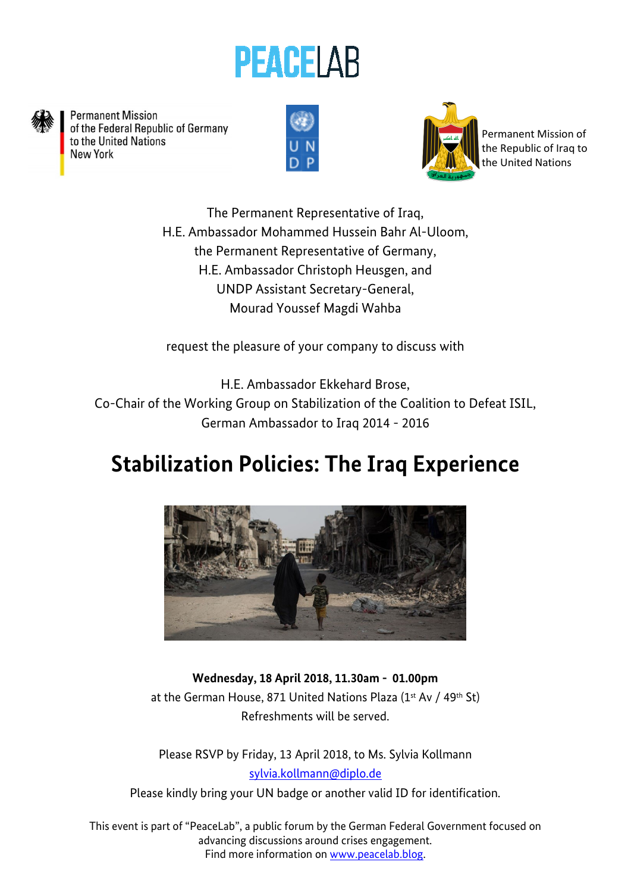PEACELAB

Permanent Mission
of the Federal Republic of Germany
to the United Nations
New York

UN
DP

Permanent Mission of
the Republic of Iraq to
the United Nations

The Permanent Representative of Iraq,
H.E. Ambassador Mohammed Hussein Bahr Al-Uloom,
the Permanent Representative of Germany,
H.E. Ambassador Christoph Heusgen, and
UNDP Assistant Secretary-General,
Mourad Youssef Magdi Wahba

request the pleasure of your company to discuss with

H.E. Ambassador Ekkehard Brose,
Co-Chair of the Working Group on Stabilization of the Coalition to Defeat ISIL,
German Ambassador to Iraq 2014 - 2016

# Stabilization Policies: The Iraq Experience

**Wednesday, 18 April 2018, 11.30am - 01.00pm**
at the German House, 871 United Nations Plaza (1st Av / 49th St)
Refreshments will be served.

Please RSVP by Friday, 13 April 2018, to Ms. Sylvia Kollmann
sylvia.kollmann@diplo.de
Please kindly bring your UN badge or another valid ID for identification.

This event is part of "PeaceLab", a public forum by the German Federal Government focused on advancing discussions around crises engagement.
Find more information on www.peacelab.blog.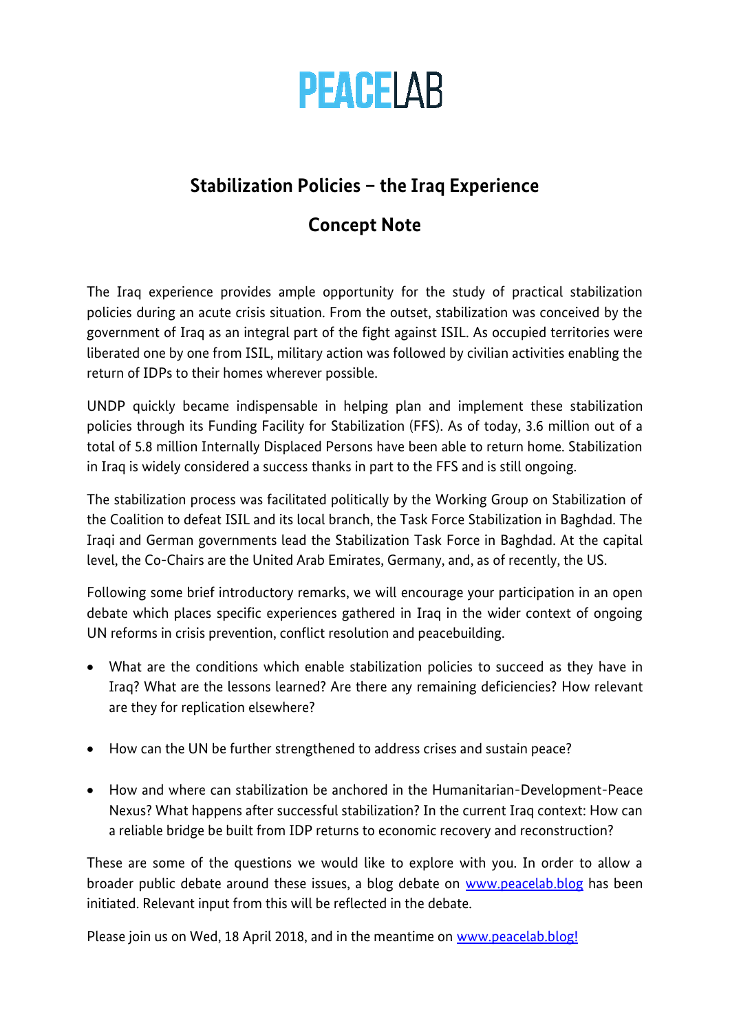# PEACELAB

## Stabilization Policies – the Iraq Experience

## Concept Note

The Iraq experience provides ample opportunity for the study of practical stabilization policies during an acute crisis situation. From the outset, stabilization was conceived by the government of Iraq as an integral part of the fight against ISIL. As occupied territories were liberated one by one from ISIL, military action was followed by civilian activities enabling the return of IDPs to their homes wherever possible.

UNDP quickly became indispensable in helping plan and implement these stabilization policies through its Funding Facility for Stabilization (FFS). As of today, 3.6 million out of a total of 5.8 million Internally Displaced Persons have been able to return home. Stabilization in Iraq is widely considered a success thanks in part to the FFS and is still ongoing.

The stabilization process was facilitated politically by the Working Group on Stabilization of the Coalition to defeat ISIL and its local branch, the Task Force Stabilization in Baghdad. The Iraqi and German governments lead the Stabilization Task Force in Baghdad. At the capital level, the Co-Chairs are the United Arab Emirates, Germany, and, as of recently, the US.

Following some brief introductory remarks, we will encourage your participation in an open debate which places specific experiences gathered in Iraq in the wider context of ongoing UN reforms in crisis prevention, conflict resolution and peacebuilding.

- What are the conditions which enable stabilization policies to succeed as they have in Iraq? What are the lessons learned? Are there any remaining deficiencies? How relevant are they for replication elsewhere?
- How can the UN be further strengthened to address crises and sustain peace?
- How and where can stabilization be anchored in the Humanitarian-Development-Peace Nexus? What happens after successful stabilization? In the current Iraq context: How can a reliable bridge be built from IDP returns to economic recovery and reconstruction?

These are some of the questions we would like to explore with you. In order to allow a broader public debate around these issues, a blog debate on [www.peacelab.blog](www.peacelab.blog) has been initiated. Relevant input from this will be reflected in the debate.

Please join us on Wed, 18 April 2018, and in the meantime on [www.peacelab.blog!](www.peacelab.blog)